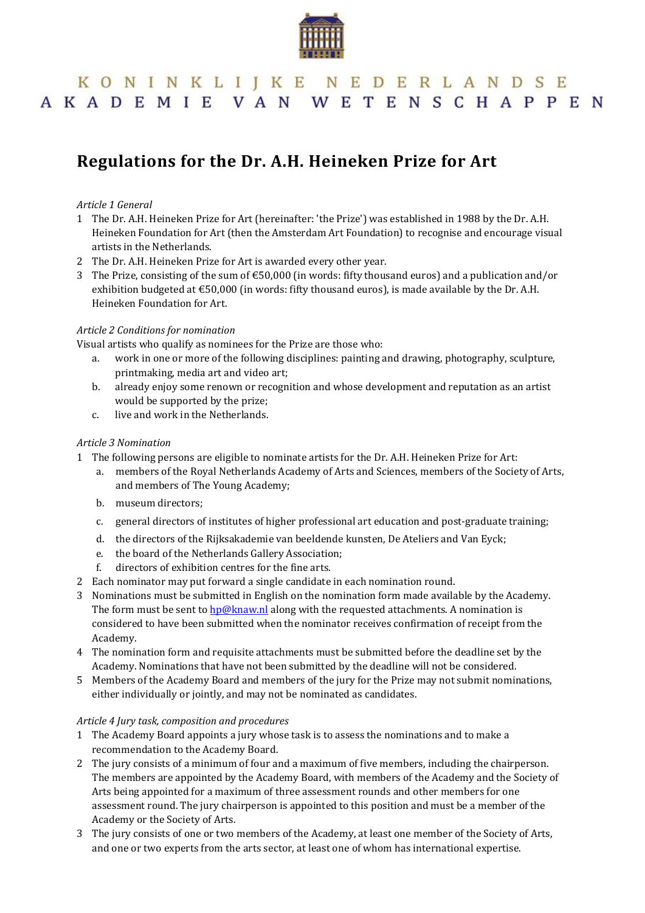KONINKLIJKE NEDERLANDSE AKADEMIE VAN WETENSCHAPPEN

# Regulations for the Dr. A.H. Heineken Prize for Art

*Article 1 General*

1 The Dr. A.H. Heineken Prize for Art (hereinafter: 'the Prize') was established in 1988 by the Dr. A.H. Heineken Foundation for Art (then the Amsterdam Art Foundation) to recognise and encourage visual artists in the Netherlands.
2 The Dr. A.H. Heineken Prize for Art is awarded every other year.
3 The Prize, consisting of the sum of €50,000 (in words: fifty thousand euros) and a publication and/or exhibition budgeted at €50,000 (in words: fifty thousand euros), is made available by the Dr. A.H. Heineken Foundation for Art.

*Article 2 Conditions for nomination*

Visual artists who qualify as nominees for the Prize are those who:

a. work in one or more of the following disciplines: painting and drawing, photography, sculpture, printmaking, media art and video art;
b. already enjoy some renown or recognition and whose development and reputation as an artist would be supported by the prize;
c. live and work in the Netherlands.

*Article 3 Nomination*

1 The following persons are eligible to nominate artists for the Dr. A.H. Heineken Prize for Art:
   a. members of the Royal Netherlands Academy of Arts and Sciences, members of the Society of Arts, and members of The Young Academy;
   b. museum directors;
   c. general directors of institutes of higher professional art education and post-graduate training;
   d. the directors of the Rijksakademie van beeldende kunsten, De Ateliers and Van Eyck;
   e. the board of the Netherlands Gallery Association;
   f. directors of exhibition centres for the fine arts.
2 Each nominator may put forward a single candidate in each nomination round.
3 Nominations must be submitted in English on the nomination form made available by the Academy. The form must be sent to hp@knaw.nl along with the requested attachments. A nomination is considered to have been submitted when the nominator receives confirmation of receipt from the Academy.
4 The nomination form and requisite attachments must be submitted before the deadline set by the Academy. Nominations that have not been submitted by the deadline will not be considered.
5 Members of the Academy Board and members of the jury for the Prize may not submit nominations, either individually or jointly, and may not be nominated as candidates.

*Article 4 Jury task, composition and procedures*

1 The Academy Board appoints a jury whose task is to assess the nominations and to make a recommendation to the Academy Board.
2 The jury consists of a minimum of four and a maximum of five members, including the chairperson. The members are appointed by the Academy Board, with members of the Academy and the Society of Arts being appointed for a maximum of three assessment rounds and other members for one assessment round. The jury chairperson is appointed to this position and must be a member of the Academy or the Society of Arts.
3 The jury consists of one or two members of the Academy, at least one member of the Society of Arts, and one or two experts from the arts sector, at least one of whom has international expertise.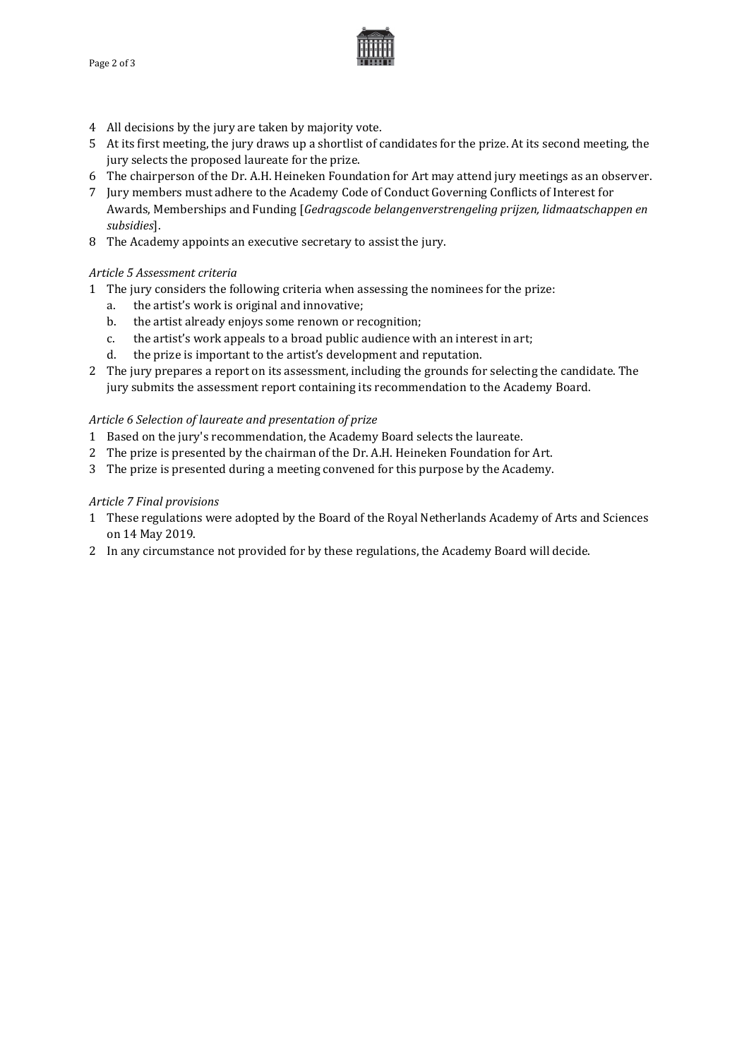4 All decisions by the jury are taken by majority vote.
5 At its first meeting, the jury draws up a shortlist of candidates for the prize. At its second meeting, the jury selects the proposed laureate for the prize.
6 The chairperson of the Dr. A.H. Heineken Foundation for Art may attend jury meetings as an observer.
7 Jury members must adhere to the Academy Code of Conduct Governing Conflicts of Interest for Awards, Memberships and Funding [*Gedragscode belangenverstrengeling prijzen, lidmaatschappen en subsidies*].
8 The Academy appoints an executive secretary to assist the jury.

*Article 5 Assessment criteria*

1 The jury considers the following criteria when assessing the nominees for the prize:
   a. the artist's work is original and innovative;
   b. the artist already enjoys some renown or recognition;
   c. the artist's work appeals to a broad public audience with an interest in art;
   d. the prize is important to the artist's development and reputation.
2 The jury prepares a report on its assessment, including the grounds for selecting the candidate. The jury submits the assessment report containing its recommendation to the Academy Board.

*Article 6 Selection of laureate and presentation of prize*

1 Based on the jury's recommendation, the Academy Board selects the laureate.
2 The prize is presented by the chairman of the Dr. A.H. Heineken Foundation for Art.
3 The prize is presented during a meeting convened for this purpose by the Academy.

*Article 7 Final provisions*

1 These regulations were adopted by the Board of the Royal Netherlands Academy of Arts and Sciences on 14 May 2019.
2 In any circumstance not provided for by these regulations, the Academy Board will decide.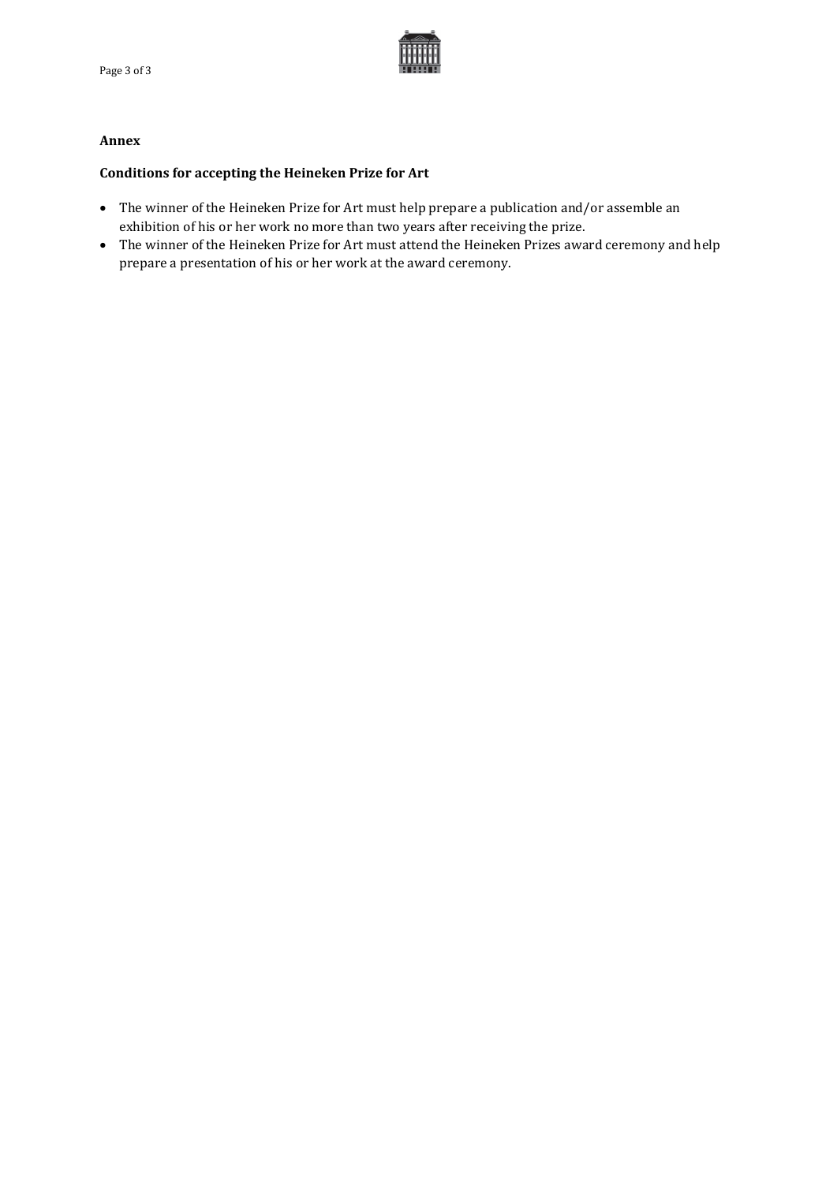**Annex**

**Conditions for accepting the Heineken Prize for Art**

- The winner of the Heineken Prize for Art must help prepare a publication and/or assemble an exhibition of his or her work no more than two years after receiving the prize.
- The winner of the Heineken Prize for Art must attend the Heineken Prizes award ceremony and help prepare a presentation of his or her work at the award ceremony.